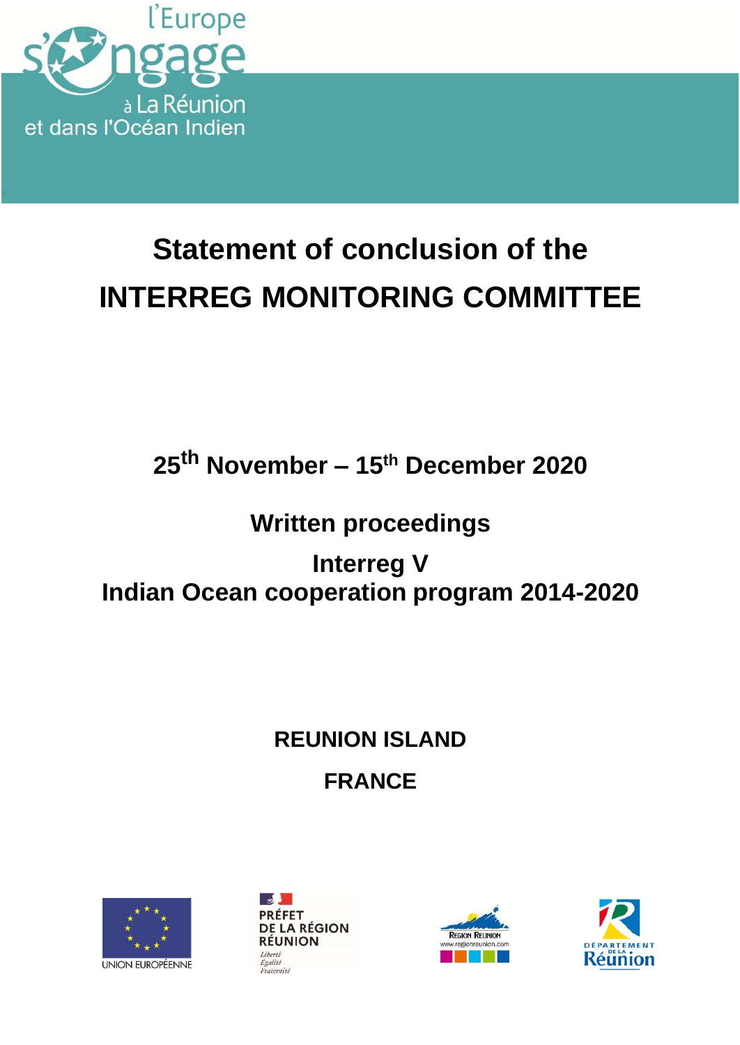l'Europe s'engage à La Réunion et dans l'Océan Indien

# Statement of conclusion of the INTERREG MONITORING COMMITTEE

## 25th November – 15th December 2020

## Written proceedings

## Interreg V
## Indian Ocean cooperation program 2014-2020

**REUNION ISLAND**

**FRANCE**

UNION EUROPÉENNE

PRÉFET DE LA RÉGION RÉUNION
*Liberté*
*Égalité*
*Fraternité*

RÉGION RÉUNION
www.regionreunion.com

DÉPARTEMENT DE LA Réunion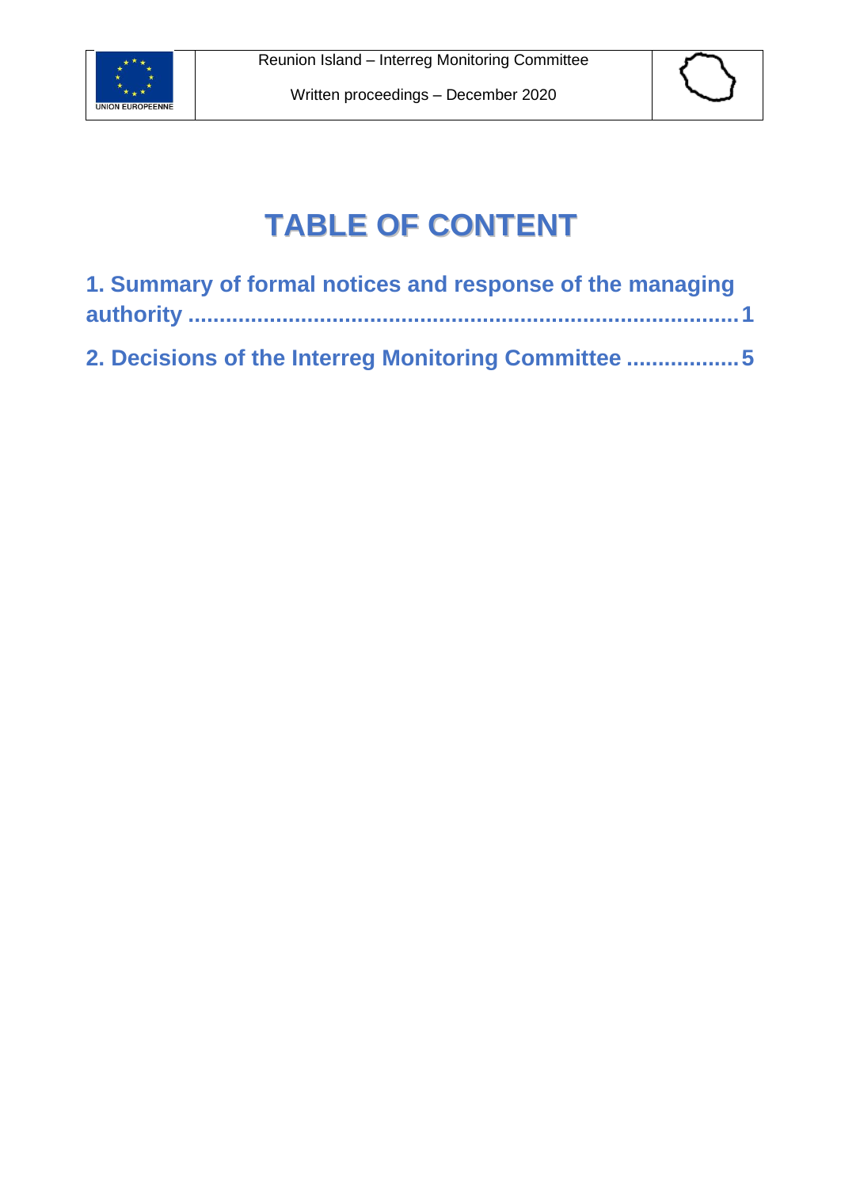# TABLE OF CONTENT

1. Summary of formal notices and response of the managing authority ........................................................................... 1

2. Decisions of the Interreg Monitoring Committee .................. 5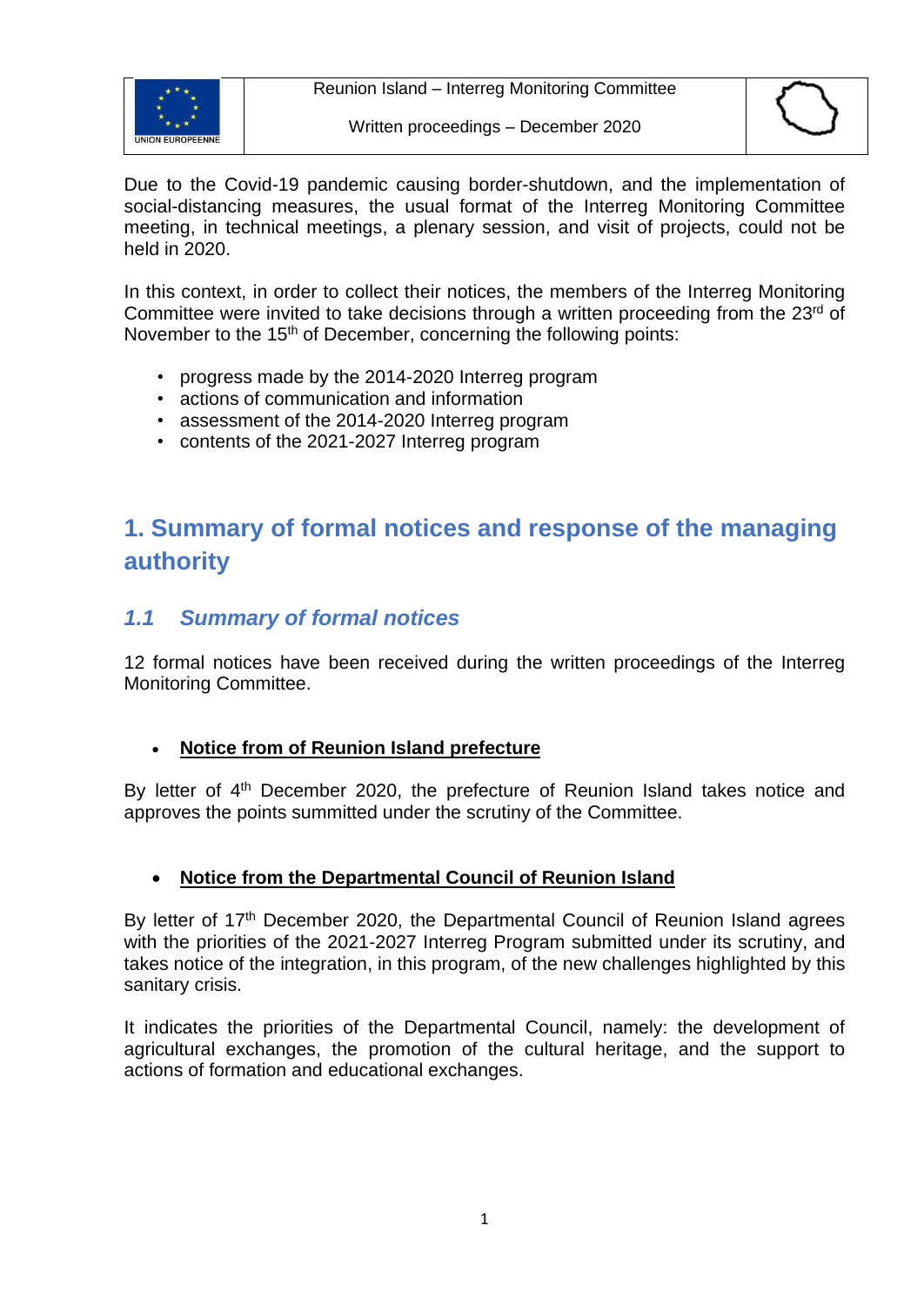Due to the Covid-19 pandemic causing border-shutdown, and the implementation of social-distancing measures, the usual format of the Interreg Monitoring Committee meeting, in technical meetings, a plenary session, and visit of projects, could not be held in 2020.

In this context, in order to collect their notices, the members of the Interreg Monitoring Committee were invited to take decisions through a written proceeding from the 23rd of November to the 15th of December, concerning the following points:

- progress made by the 2014-2020 Interreg program
- actions of communication and information
- assessment of the 2014-2020 Interreg program
- contents of the 2021-2027 Interreg program

# 1. Summary of formal notices and response of the managing authority

## *1.1 Summary of formal notices*

12 formal notices have been received during the written proceedings of the Interreg Monitoring Committee.

- **Notice from of Reunion Island prefecture**

By letter of 4th December 2020, the prefecture of Reunion Island takes notice and approves the points summitted under the scrutiny of the Committee.

- **Notice from the Departmental Council of Reunion Island**

By letter of 17th December 2020, the Departmental Council of Reunion Island agrees with the priorities of the 2021-2027 Interreg Program submitted under its scrutiny, and takes notice of the integration, in this program, of the new challenges highlighted by this sanitary crisis.

It indicates the priorities of the Departmental Council, namely: the development of agricultural exchanges, the promotion of the cultural heritage, and the support to actions of formation and educational exchanges.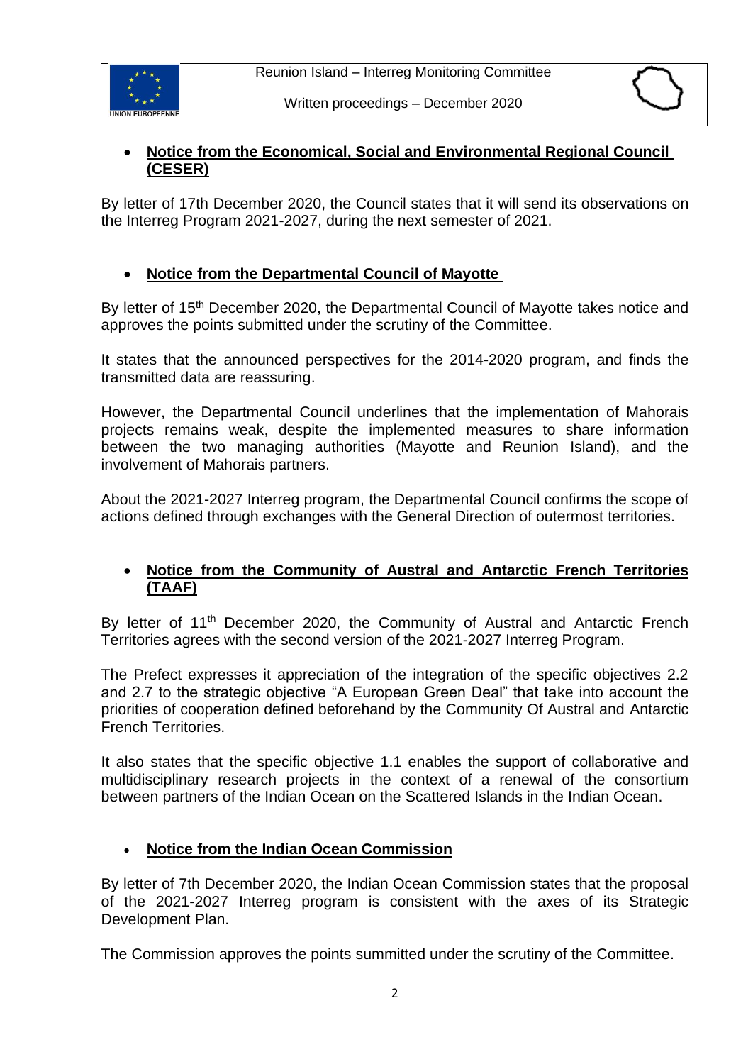- **Notice from the Economical, Social and Environmental Regional Council (CESER)**

By letter of 17th December 2020, the Council states that it will send its observations on the Interreg Program 2021-2027, during the next semester of 2021.

- **Notice from the Departmental Council of Mayotte**

By letter of 15th December 2020, the Departmental Council of Mayotte takes notice and approves the points submitted under the scrutiny of the Committee.

It states that the announced perspectives for the 2014-2020 program, and finds the transmitted data are reassuring.

However, the Departmental Council underlines that the implementation of Mahorais projects remains weak, despite the implemented measures to share information between the two managing authorities (Mayotte and Reunion Island), and the involvement of Mahorais partners.

About the 2021-2027 Interreg program, the Departmental Council confirms the scope of actions defined through exchanges with the General Direction of outermost territories.

- **Notice from the Community of Austral and Antarctic French Territories (TAAF)**

By letter of 11th December 2020, the Community of Austral and Antarctic French Territories agrees with the second version of the 2021-2027 Interreg Program.

The Prefect expresses it appreciation of the integration of the specific objectives 2.2 and 2.7 to the strategic objective "A European Green Deal" that take into account the priorities of cooperation defined beforehand by the Community Of Austral and Antarctic French Territories.

It also states that the specific objective 1.1 enables the support of collaborative and multidisciplinary research projects in the context of a renewal of the consortium between partners of the Indian Ocean on the Scattered Islands in the Indian Ocean.

- **Notice from the Indian Ocean Commission**

By letter of 7th December 2020, the Indian Ocean Commission states that the proposal of the 2021-2027 Interreg program is consistent with the axes of its Strategic Development Plan.

The Commission approves the points summitted under the scrutiny of the Committee.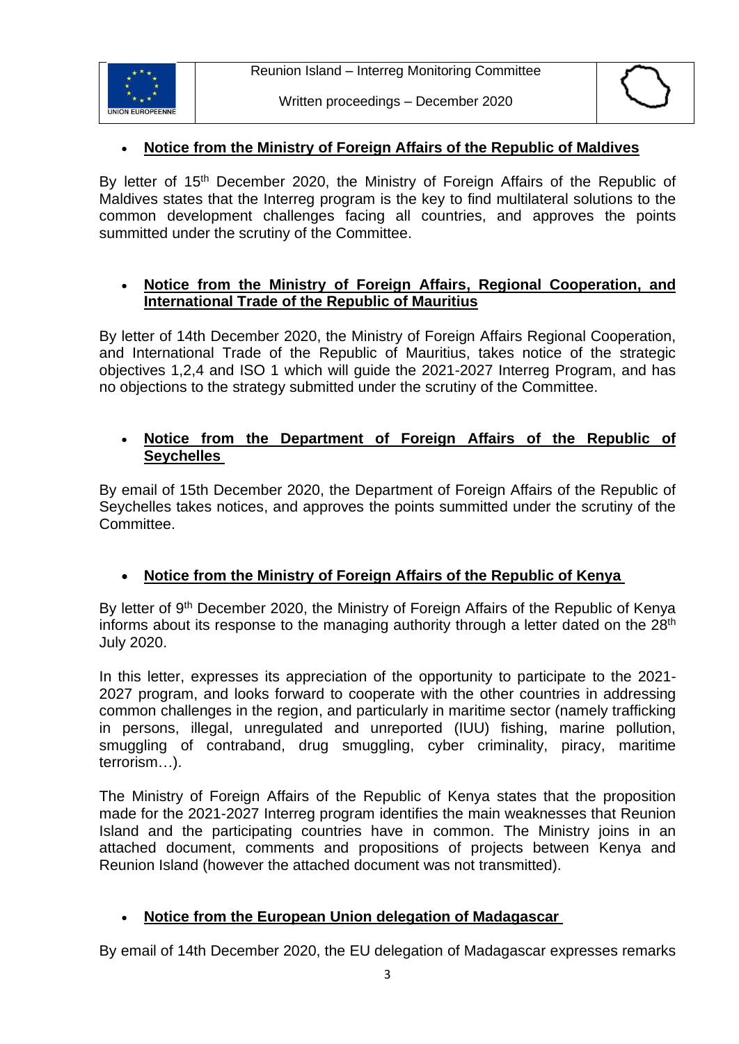- **Notice from the Ministry of Foreign Affairs of the Republic of Maldives**

By letter of 15th December 2020, the Ministry of Foreign Affairs of the Republic of Maldives states that the Interreg program is the key to find multilateral solutions to the common development challenges facing all countries, and approves the points summitted under the scrutiny of the Committee.

- **Notice from the Ministry of Foreign Affairs, Regional Cooperation, and International Trade of the Republic of Mauritius**

By letter of 14th December 2020, the Ministry of Foreign Affairs Regional Cooperation, and International Trade of the Republic of Mauritius, takes notice of the strategic objectives 1,2,4 and ISO 1 which will guide the 2021-2027 Interreg Program, and has no objections to the strategy submitted under the scrutiny of the Committee.

- **Notice from the Department of Foreign Affairs of the Republic of Seychelles**

By email of 15th December 2020, the Department of Foreign Affairs of the Republic of Seychelles takes notices, and approves the points summitted under the scrutiny of the Committee.

- **Notice from the Ministry of Foreign Affairs of the Republic of Kenya**

By letter of 9th December 2020, the Ministry of Foreign Affairs of the Republic of Kenya informs about its response to the managing authority through a letter dated on the 28th July 2020.

In this letter, expresses its appreciation of the opportunity to participate to the 2021-2027 program, and looks forward to cooperate with the other countries in addressing common challenges in the region, and particularly in maritime sector (namely trafficking in persons, illegal, unregulated and unreported (IUU) fishing, marine pollution, smuggling of contraband, drug smuggling, cyber criminality, piracy, maritime terrorism…).

The Ministry of Foreign Affairs of the Republic of Kenya states that the proposition made for the 2021-2027 Interreg program identifies the main weaknesses that Reunion Island and the participating countries have in common. The Ministry joins in an attached document, comments and propositions of projects between Kenya and Reunion Island (however the attached document was not transmitted).

- **Notice from the European Union delegation of Madagascar**

By email of 14th December 2020, the EU delegation of Madagascar expresses remarks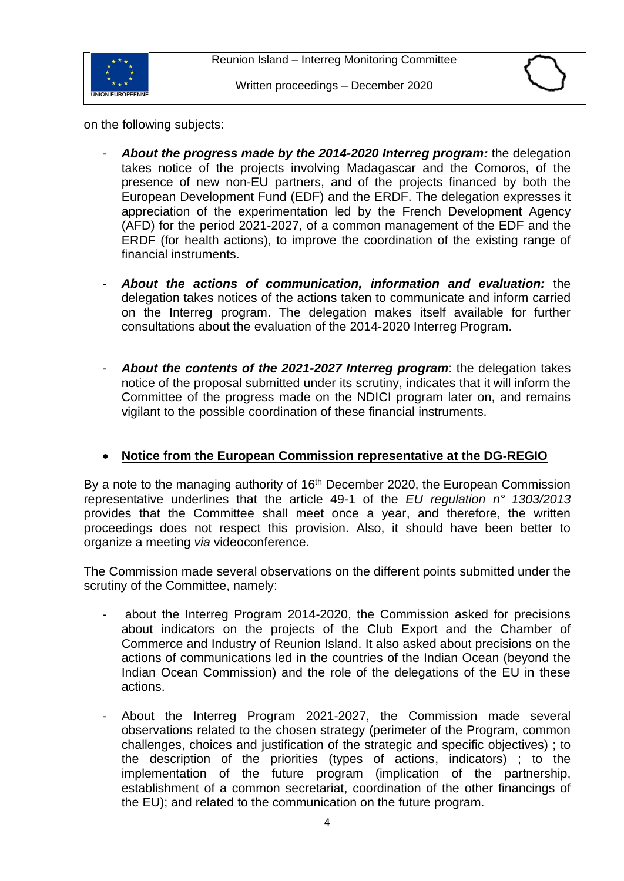on the following subjects:

- ***About the progress made by the 2014-2020 Interreg program:*** the delegation takes notice of the projects involving Madagascar and the Comoros, of the presence of new non-EU partners, and of the projects financed by both the European Development Fund (EDF) and the ERDF. The delegation expresses it appreciation of the experimentation led by the French Development Agency (AFD) for the period 2021-2027, of a common management of the EDF and the ERDF (for health actions), to improve the coordination of the existing range of financial instruments.

- ***About the actions of communication, information and evaluation:*** the delegation takes notices of the actions taken to communicate and inform carried on the Interreg program. The delegation makes itself available for further consultations about the evaluation of the 2014-2020 Interreg Program.

- ***About the contents of the 2021-2027 Interreg program***: the delegation takes notice of the proposal submitted under its scrutiny, indicates that it will inform the Committee of the progress made on the NDICI program later on, and remains vigilant to the possible coordination of these financial instruments.

- **Notice from the European Commission representative at the DG-REGIO**

By a note to the managing authority of 16th December 2020, the European Commission representative underlines that the article 49-1 of the *EU regulation n° 1303/2013* provides that the Committee shall meet once a year, and therefore, the written proceedings does not respect this provision. Also, it should have been better to organize a meeting *via* videoconference.

The Commission made several observations on the different points submitted under the scrutiny of the Committee, namely:

- about the Interreg Program 2014-2020, the Commission asked for precisions about indicators on the projects of the Club Export and the Chamber of Commerce and Industry of Reunion Island. It also asked about precisions on the actions of communications led in the countries of the Indian Ocean (beyond the Indian Ocean Commission) and the role of the delegations of the EU in these actions.

- About the Interreg Program 2021-2027, the Commission made several observations related to the chosen strategy (perimeter of the Program, common challenges, choices and justification of the strategic and specific objectives) ; to the description of the priorities (types of actions, indicators) ; to the implementation of the future program (implication of the partnership, establishment of a common secretariat, coordination of the other financings of the EU); and related to the communication on the future program.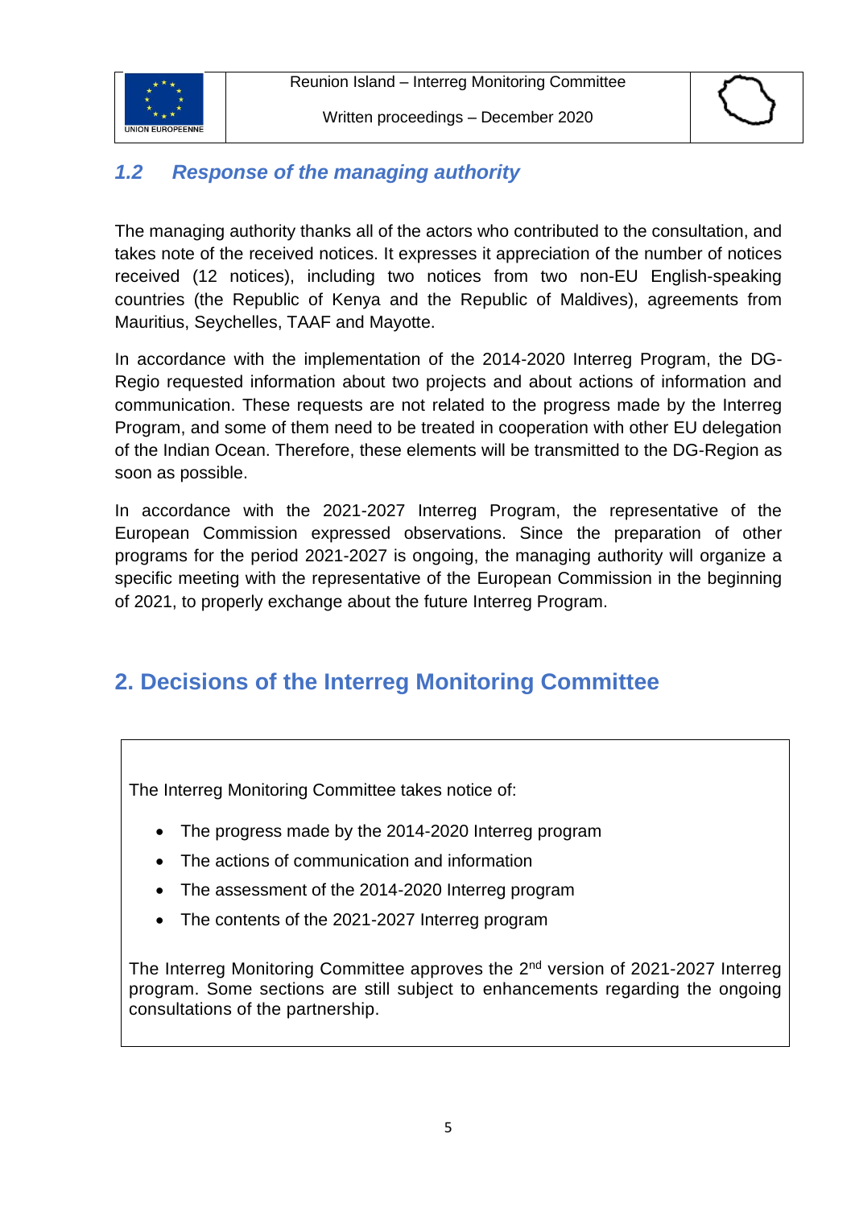## 1.2 Response of the managing authority

The managing authority thanks all of the actors who contributed to the consultation, and takes note of the received notices. It expresses it appreciation of the number of notices received (12 notices), including two notices from two non-EU English-speaking countries (the Republic of Kenya and the Republic of Maldives), agreements from Mauritius, Seychelles, TAAF and Mayotte.

In accordance with the implementation of the 2014-2020 Interreg Program, the DG-Regio requested information about two projects and about actions of information and communication. These requests are not related to the progress made by the Interreg Program, and some of them need to be treated in cooperation with other EU delegation of the Indian Ocean. Therefore, these elements will be transmitted to the DG-Region as soon as possible.

In accordance with the 2021-2027 Interreg Program, the representative of the European Commission expressed observations. Since the preparation of other programs for the period 2021-2027 is ongoing, the managing authority will organize a specific meeting with the representative of the European Commission in the beginning of 2021, to properly exchange about the future Interreg Program.

# 2. Decisions of the Interreg Monitoring Committee

The Interreg Monitoring Committee takes notice of:

- The progress made by the 2014-2020 Interreg program
- The actions of communication and information
- The assessment of the 2014-2020 Interreg program
- The contents of the 2021-2027 Interreg program

The Interreg Monitoring Committee approves the 2nd version of 2021-2027 Interreg program. Some sections are still subject to enhancements regarding the ongoing consultations of the partnership.